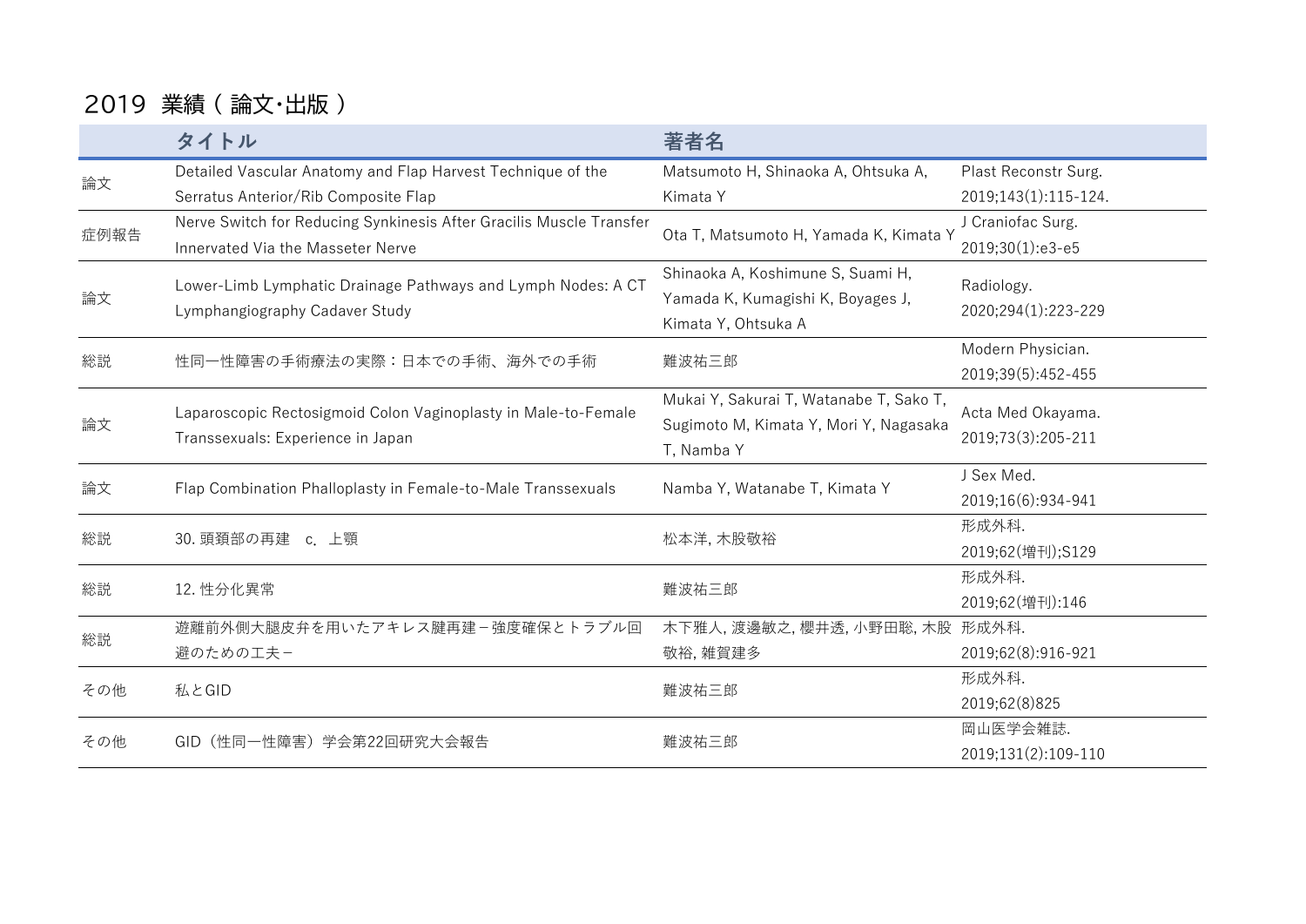# 2019 業績 ( 論文･出版 )

| | タイトル | 著者名 | |
|---|---|---|---|
| 論文 | Detailed Vascular Anatomy and Flap Harvest Technique of the Serratus Anterior/Rib Composite Flap | Matsumoto H, Shinaoka A, Ohtsuka A, Kimata Y | Plast Reconstr Surg. 2019;143(1):115-124. |
| 症例報告 | Nerve Switch for Reducing Synkinesis After Gracilis Muscle Transfer Innervated Via the Masseter Nerve | Ota T, Matsumoto H, Yamada K, Kimata Y | J Craniofac Surg. 2019;30(1):e3-e5 |
| 論文 | Lower-Limb Lymphatic Drainage Pathways and Lymph Nodes: A CT Lymphangiography Cadaver Study | Shinaoka A, Koshimune S, Suami H, Yamada K, Kumagishi K, Boyages J, Kimata Y, Ohtsuka A | Radiology. 2020;294(1):223-229 |
| 総説 | 性同一性障害の手術療法の実際：日本での手術、海外での手術 | 難波祐三郎 | Modern Physician. 2019;39(5):452-455 |
| 論文 | Laparoscopic Rectosigmoid Colon Vaginoplasty in Male-to-Female Transsexuals: Experience in Japan | Mukai Y, Sakurai T, Watanabe T, Sako T, Sugimoto M, Kimata Y, Mori Y, Nagasaka T, Namba Y | Acta Med Okayama. 2019;73(3):205-211 |
| 論文 | Flap Combination Phalloplasty in Female-to-Male Transsexuals | Namba Y, Watanabe T, Kimata Y | J Sex Med. 2019;16(6):934-941 |
| 総説 | 30. 頭頚部の再建　c. 上顎 | 松本洋, 木股敬裕 | 形成外科. 2019;62(増刊);S129 |
| 総説 | 12. 性分化異常 | 難波祐三郎 | 形成外科. 2019;62(増刊):146 |
| 総説 | 遊離前外側大腿皮弁を用いたアキレス腱再建－強度確保とトラブル回避のための工夫－ | 木下雅人, 渡邊敏之, 櫻井透, 小野田聡, 木股敬裕, 雑賀建多 | 形成外科. 2019;62(8):916-921 |
| その他 | 私とGID | 難波祐三郎 | 形成外科. 2019;62(8)825 |
| その他 | GID（性同一性障害）学会第22回研究大会報告 | 難波祐三郎 | 岡山医学会雑誌. 2019;131(2):109-110 |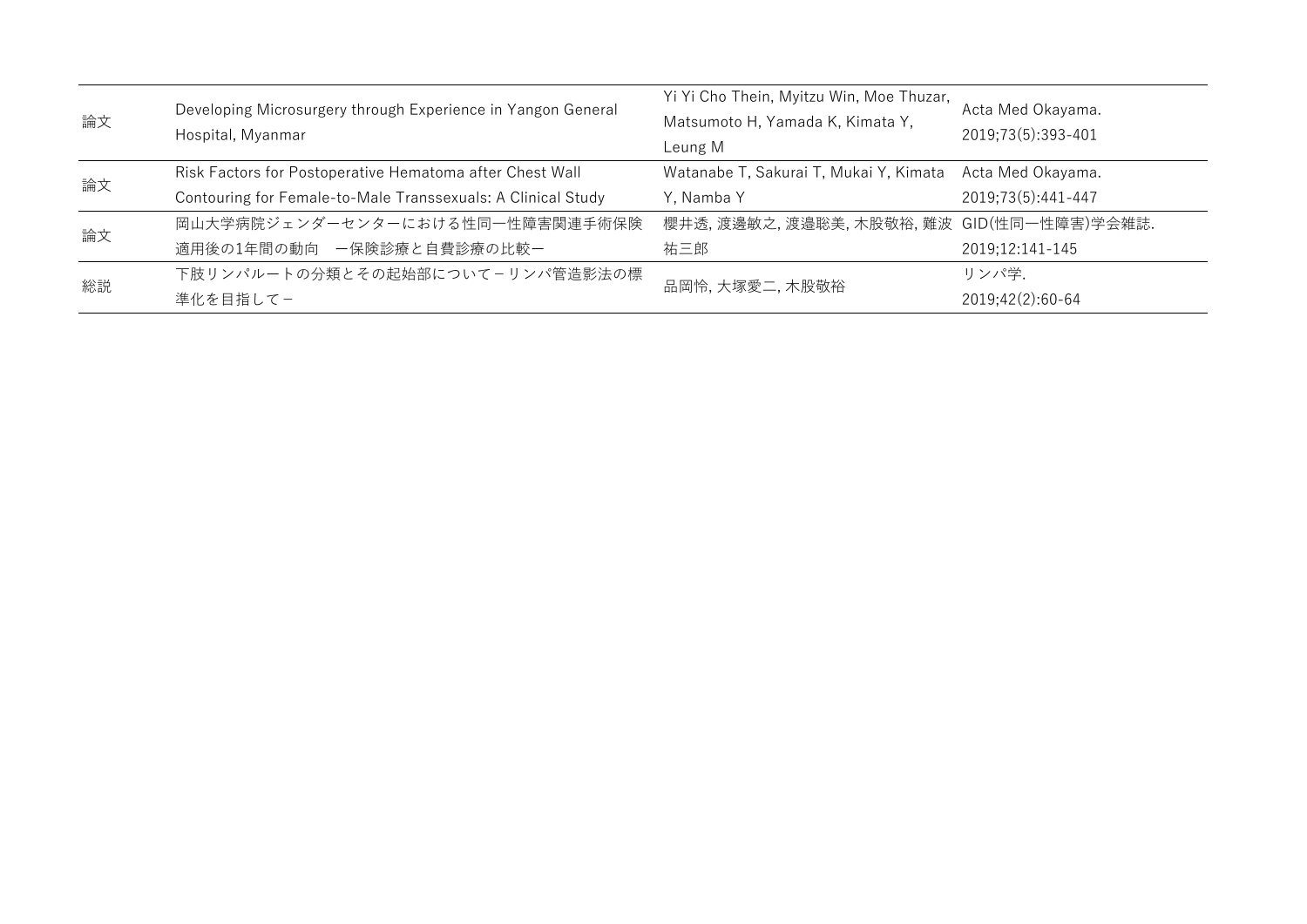| | | | |
|---|---|---|---|
| 論文 | Developing Microsurgery through Experience in Yangon General Hospital, Myanmar | Yi Yi Cho Thein, Myitzu Win, Moe Thuzar, Matsumoto H, Yamada K, Kimata Y, Leung M | Acta Med Okayama. 2019;73(5):393-401 |
| 論文 | Risk Factors for Postoperative Hematoma after Chest Wall Contouring for Female-to-Male Transsexuals: A Clinical Study | Watanabe T, Sakurai T, Mukai Y, Kimata Y, Namba Y | Acta Med Okayama. 2019;73(5):441-447 |
| 論文 | 岡山大学病院ジェンダーセンターにおける性同一性障害関連手術保険適用後の1年間の動向　ー保険診療と自費診療の比較ー | 櫻井透, 渡邊敏之, 渡邉聡美, 木股敬裕, 難波祐三郎 | GID(性同一性障害)学会雑誌. 2019;12:141-145 |
| 総説 | 下肢リンパルートの分類とその起始部について－リンパ管造影法の標準化を目指して－ | 品岡怜, 大塚愛二, 木股敬裕 | リンパ学. 2019;42(2):60-64 |